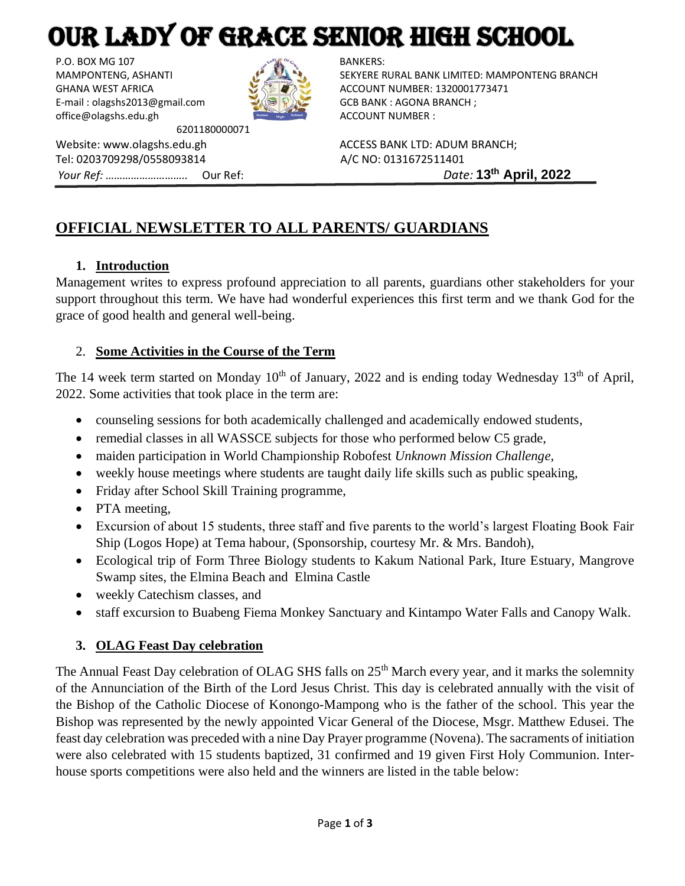# OUR LADY OF GRACE SENIOR HIGH SCHOOL

P.O. BOX MG 107
MAMPONTENG, ASHANTI
GHANA WEST AFRICA
E-mail : olagshs2013@gmail.com
office@olagshs.edu.gh
Website: www.olagshs.edu.gh
Tel: 0203709298/0558093814

BANKERS:
SEKYERE RURAL BANK LIMITED: MAMPONTENG BRANCH
ACCOUNT NUMBER: 1320001773471
GCB BANK : AGONA BRANCH ;
ACCOUNT NUMBER :
6201180000071
ACCESS BANK LTD: ADUM BRANCH;
A/C NO: 0131672511401

*Your Ref: ……………………….* Our Ref: *Date:* **13th April, 2022**

## OFFICIAL NEWSLETTER TO ALL PARENTS/ GUARDIANS

### 1. Introduction

Management writes to express profound appreciation to all parents, guardians other stakeholders for your support throughout this term. We have had wonderful experiences this first term and we thank God for the grace of good health and general well-being.

### 2. Some Activities in the Course of the Term

The 14 week term started on Monday 10th of January, 2022 and is ending today Wednesday 13th of April, 2022. Some activities that took place in the term are:

- counseling sessions for both academically challenged and academically endowed students,
- remedial classes in all WASSCE subjects for those who performed below C5 grade,
- maiden participation in World Championship Robofest *Unknown Mission Challenge*,
- weekly house meetings where students are taught daily life skills such as public speaking,
- Friday after School Skill Training programme,
- PTA meeting,
- Excursion of about 15 students, three staff and five parents to the world's largest Floating Book Fair Ship (Logos Hope) at Tema habour, (Sponsorship, courtesy Mr. & Mrs. Bandoh),
- Ecological trip of Form Three Biology students to Kakum National Park, Iture Estuary, Mangrove Swamp sites, the Elmina Beach and Elmina Castle
- weekly Catechism classes, and
- staff excursion to Buabeng Fiema Monkey Sanctuary and Kintampo Water Falls and Canopy Walk.

### 3. OLAG Feast Day celebration

The Annual Feast Day celebration of OLAG SHS falls on 25th March every year, and it marks the solemnity of the Annunciation of the Birth of the Lord Jesus Christ. This day is celebrated annually with the visit of the Bishop of the Catholic Diocese of Konongo-Mampong who is the father of the school. This year the Bishop was represented by the newly appointed Vicar General of the Diocese, Msgr. Matthew Edusei. The feast day celebration was preceded with a nine Day Prayer programme (Novena). The sacraments of initiation were also celebrated with 15 students baptized, 31 confirmed and 19 given First Holy Communion. Inter-house sports competitions were also held and the winners are listed in the table below: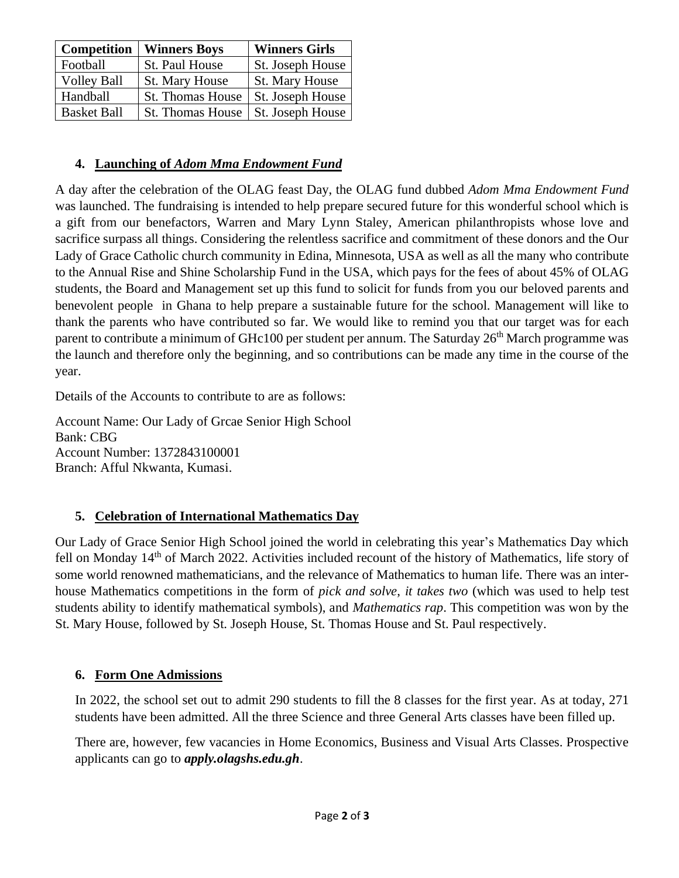| Competition | Winners Boys | Winners Girls |
|---|---|---|
| Football | St. Paul House | St. Joseph House |
| Volley Ball | St. Mary House | St. Mary House |
| Handball | St. Thomas House | St. Joseph House |
| Basket Ball | St. Thomas House | St. Joseph House |

## 4. Launching of *Adom Mma Endowment Fund*

A day after the celebration of the OLAG feast Day, the OLAG fund dubbed *Adom Mma Endowment Fund* was launched. The fundraising is intended to help prepare secured future for this wonderful school which is a gift from our benefactors, Warren and Mary Lynn Staley, American philanthropists whose love and sacrifice surpass all things. Considering the relentless sacrifice and commitment of these donors and the Our Lady of Grace Catholic church community in Edina, Minnesota, USA as well as all the many who contribute to the Annual Rise and Shine Scholarship Fund in the USA, which pays for the fees of about 45% of OLAG students, the Board and Management set up this fund to solicit for funds from you our beloved parents and benevolent people in Ghana to help prepare a sustainable future for the school. Management will like to thank the parents who have contributed so far. We would like to remind you that our target was for each parent to contribute a minimum of GHc100 per student per annum. The Saturday 26th March programme was the launch and therefore only the beginning, and so contributions can be made any time in the course of the year.

Details of the Accounts to contribute to are as follows:

Account Name: Our Lady of Grcae Senior High School
Bank: CBG
Account Number: 1372843100001
Branch: Afful Nkwanta, Kumasi.

## 5. Celebration of International Mathematics Day

Our Lady of Grace Senior High School joined the world in celebrating this year's Mathematics Day which fell on Monday 14th of March 2022. Activities included recount of the history of Mathematics, life story of some world renowned mathematicians, and the relevance of Mathematics to human life. There was an inter-house Mathematics competitions in the form of *pick and solve*, *it takes two* (which was used to help test students ability to identify mathematical symbols), and *Mathematics rap*. This competition was won by the St. Mary House, followed by St. Joseph House, St. Thomas House and St. Paul respectively.

## 6. Form One Admissions

In 2022, the school set out to admit 290 students to fill the 8 classes for the first year. As at today, 271 students have been admitted. All the three Science and three General Arts classes have been filled up.

There are, however, few vacancies in Home Economics, Business and Visual Arts Classes. Prospective applicants can go to ***apply.olagshs.edu.gh***.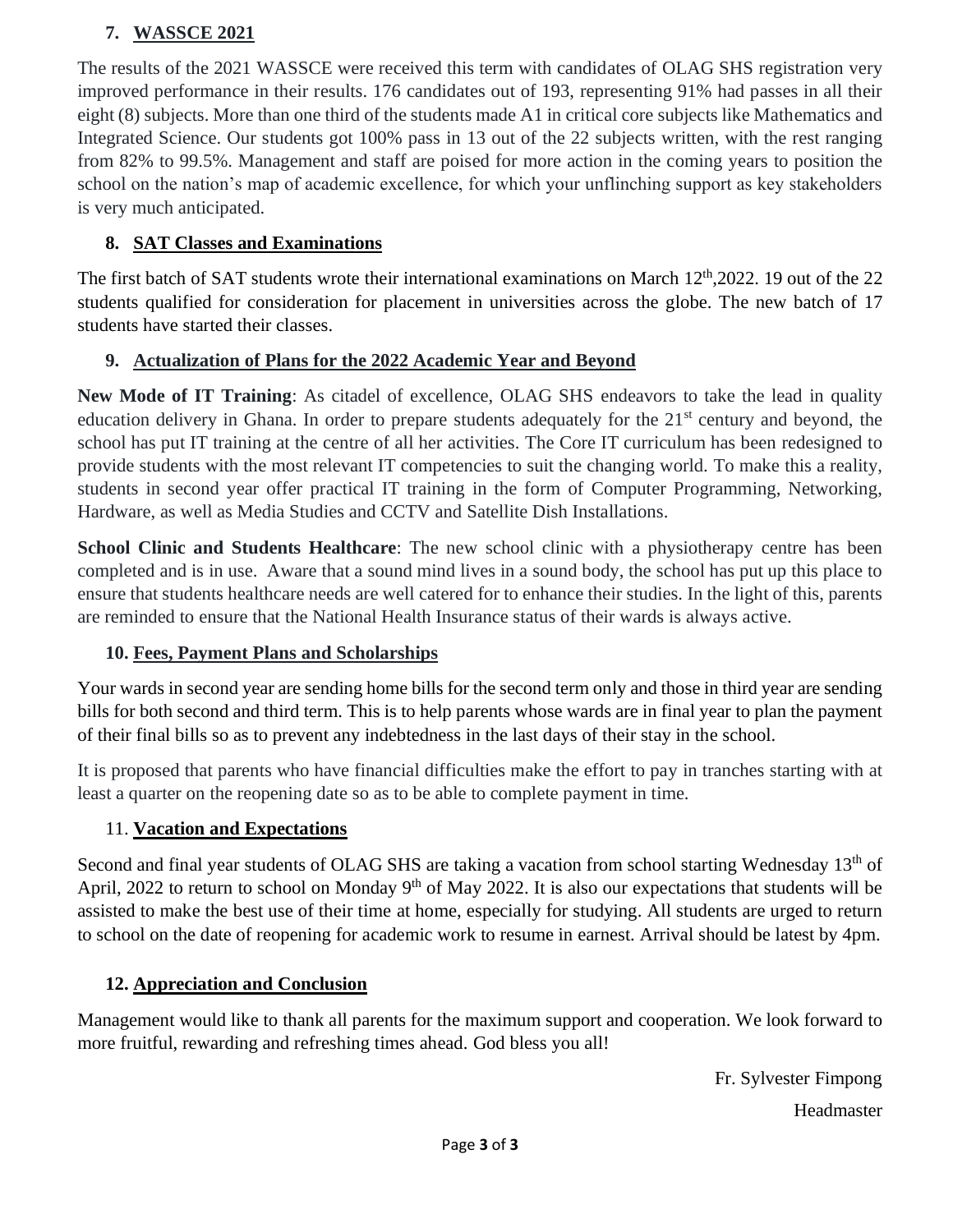## 7. WASSCE 2021

The results of the 2021 WASSCE were received this term with candidates of OLAG SHS registration very improved performance in their results. 176 candidates out of 193, representing 91% had passes in all their eight (8) subjects. More than one third of the students made A1 in critical core subjects like Mathematics and Integrated Science. Our students got 100% pass in 13 out of the 22 subjects written, with the rest ranging from 82% to 99.5%. Management and staff are poised for more action in the coming years to position the school on the nation's map of academic excellence, for which your unflinching support as key stakeholders is very much anticipated.

## 8. SAT Classes and Examinations

The first batch of SAT students wrote their international examinations on March 12th,2022. 19 out of the 22 students qualified for consideration for placement in universities across the globe. The new batch of 17 students have started their classes.

## 9. Actualization of Plans for the 2022 Academic Year and Beyond

**New Mode of IT Training**: As citadel of excellence, OLAG SHS endeavors to take the lead in quality education delivery in Ghana. In order to prepare students adequately for the 21st century and beyond, the school has put IT training at the centre of all her activities. The Core IT curriculum has been redesigned to provide students with the most relevant IT competencies to suit the changing world. To make this a reality, students in second year offer practical IT training in the form of Computer Programming, Networking, Hardware, as well as Media Studies and CCTV and Satellite Dish Installations.

**School Clinic and Students Healthcare**: The new school clinic with a physiotherapy centre has been completed and is in use. Aware that a sound mind lives in a sound body, the school has put up this place to ensure that students healthcare needs are well catered for to enhance their studies. In the light of this, parents are reminded to ensure that the National Health Insurance status of their wards is always active.

## 10. Fees, Payment Plans and Scholarships

Your wards in second year are sending home bills for the second term only and those in third year are sending bills for both second and third term. This is to help parents whose wards are in final year to plan the payment of their final bills so as to prevent any indebtedness in the last days of their stay in the school.

It is proposed that parents who have financial difficulties make the effort to pay in tranches starting with at least a quarter on the reopening date so as to be able to complete payment in time.

## 11. Vacation and Expectations

Second and final year students of OLAG SHS are taking a vacation from school starting Wednesday 13th of April, 2022 to return to school on Monday 9th of May 2022. It is also our expectations that students will be assisted to make the best use of their time at home, especially for studying. All students are urged to return to school on the date of reopening for academic work to resume in earnest. Arrival should be latest by 4pm.

## 12. Appreciation and Conclusion

Management would like to thank all parents for the maximum support and cooperation. We look forward to more fruitful, rewarding and refreshing times ahead. God bless you all!

Fr. Sylvester Fimpong

Headmaster